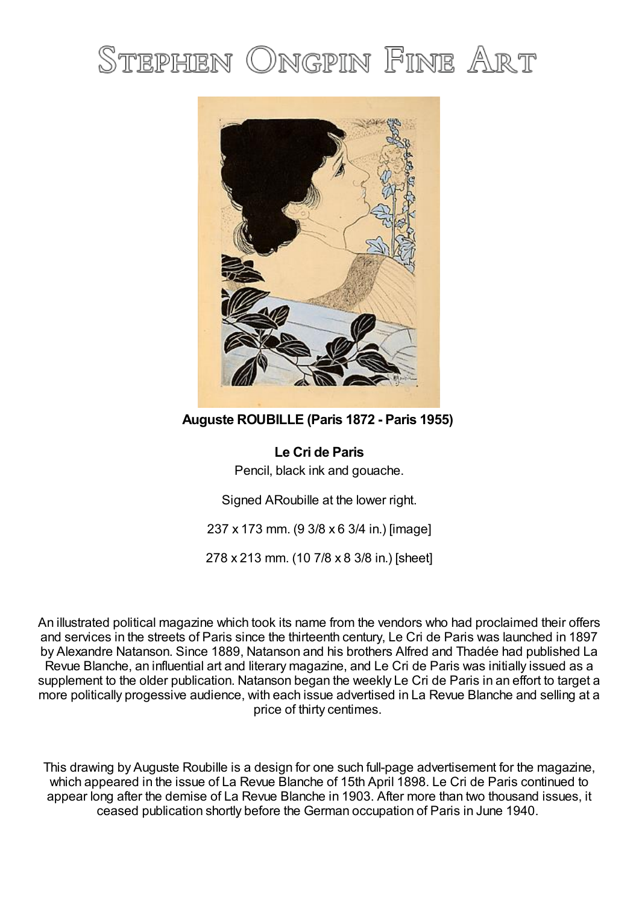# Stephen Ongpin Fine Art

**Auguste ROUBILLE (Paris 1872 - Paris 1955)**

**Le Cri de Paris**

Pencil, black ink and gouache.

Signed ARoubille at the lower right.

237 x 173 mm. (9 3/8 x 6 3/4 in.) [image]

278 x 213 mm. (10 7/8 x 8 3/8 in.) [sheet]

An illustrated political magazine which took its name from the vendors who had proclaimed their offers and services in the streets of Paris since the thirteenth century, Le Cri de Paris was launched in 1897 by Alexandre Natanson. Since 1889, Natanson and his brothers Alfred and Thadée had published La Revue Blanche, an influential art and literary magazine, and Le Cri de Paris was initially issued as a supplement to the older publication. Natanson began the weekly Le Cri de Paris in an effort to target a more politically progessive audience, with each issue advertised in La Revue Blanche and selling at a price of thirty centimes.

This drawing by Auguste Roubille is a design for one such full-page advertisement for the magazine, which appeared in the issue of La Revue Blanche of 15th April 1898. Le Cri de Paris continued to appear long after the demise of La Revue Blanche in 1903. After more than two thousand issues, it ceased publication shortly before the German occupation of Paris in June 1940.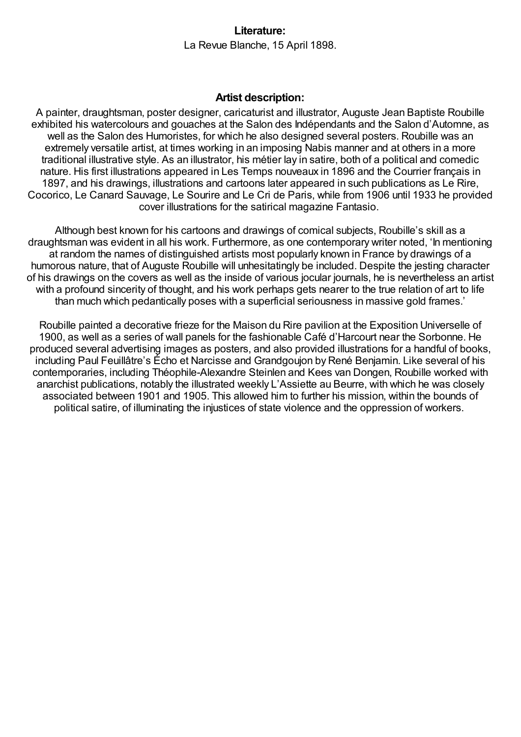**Literature:**

La Revue Blanche, 15 April 1898.

**Artist description:**

A painter, draughtsman, poster designer, caricaturist and illustrator, Auguste Jean Baptiste Roubille exhibited his watercolours and gouaches at the Salon des Indépendants and the Salon d'Automne, as well as the Salon des Humoristes, for which he also designed several posters. Roubille was an extremely versatile artist, at times working in an imposing Nabis manner and at others in a more traditional illustrative style. As an illustrator, his métier lay in satire, both of a political and comedic nature. His first illustrations appeared in Les Temps nouveaux in 1896 and the Courrier français in 1897, and his drawings, illustrations and cartoons later appeared in such publications as Le Rire, Cocorico, Le Canard Sauvage, Le Sourire and Le Cri de Paris, while from 1906 until 1933 he provided cover illustrations for the satirical magazine Fantasio.

Although best known for his cartoons and drawings of comical subjects, Roubille's skill as a draughtsman was evident in all his work. Furthermore, as one contemporary writer noted, 'In mentioning at random the names of distinguished artists most popularly known in France by drawings of a humorous nature, that of Auguste Roubille will unhesitatingly be included. Despite the jesting character of his drawings on the covers as well as the inside of various jocular journals, he is nevertheless an artist with a profound sincerity of thought, and his work perhaps gets nearer to the true relation of art to life than much which pedantically poses with a superficial seriousness in massive gold frames.'

Roubille painted a decorative frieze for the Maison du Rire pavilion at the Exposition Universelle of 1900, as well as a series of wall panels for the fashionable Café d'Harcourt near the Sorbonne. He produced several advertising images as posters, and also provided illustrations for a handful of books, including Paul Feuillâtre's Écho et Narcisse and Grandgoujon by René Benjamin. Like several of his contemporaries, including Théophile-Alexandre Steinlen and Kees van Dongen, Roubille worked with anarchist publications, notably the illustrated weekly L'Assiette au Beurre, with which he was closely associated between 1901 and 1905. This allowed him to further his mission, within the bounds of political satire, of illuminating the injustices of state violence and the oppression of workers.